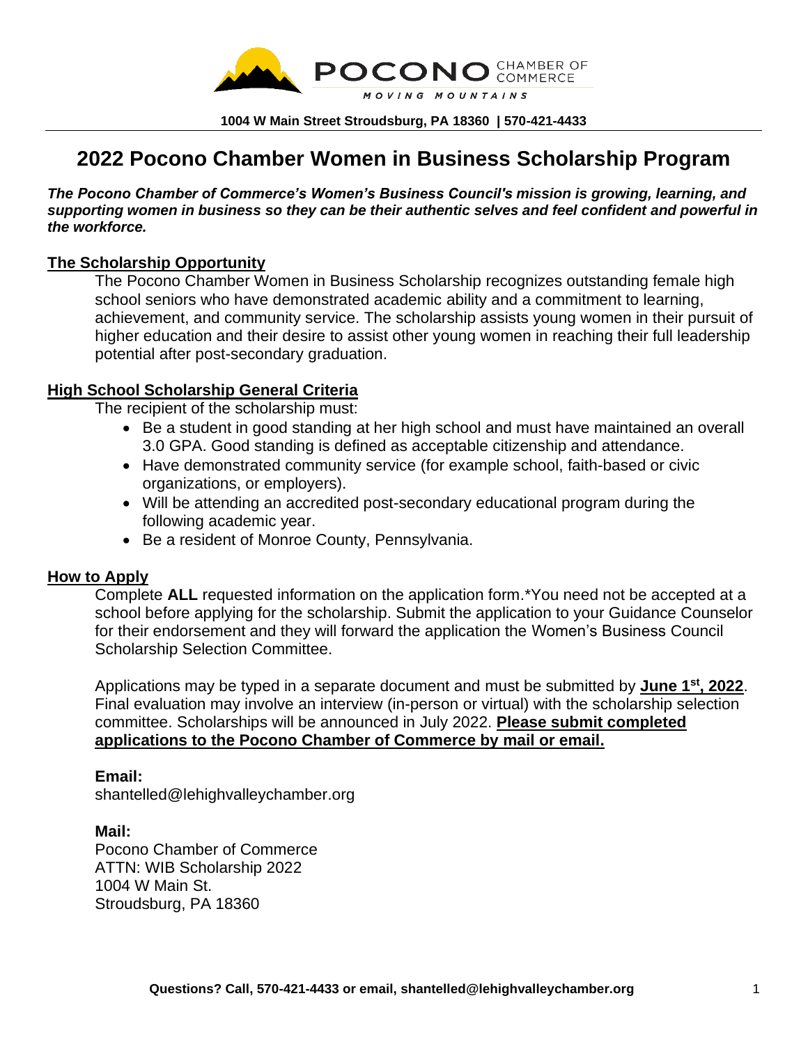POCONO CHAMBER OF COMMERCE

MOVING MOUNTAINS

**1004 W Main Street Stroudsburg, PA 18360 | 570-421-4433**

# 2022 Pocono Chamber Women in Business Scholarship Program

***The Pocono Chamber of Commerce's Women's Business Council's mission is growing, learning, and supporting women in business so they can be their authentic selves and feel confident and powerful in the workforce.***

## The Scholarship Opportunity

The Pocono Chamber Women in Business Scholarship recognizes outstanding female high school seniors who have demonstrated academic ability and a commitment to learning, achievement, and community service. The scholarship assists young women in their pursuit of higher education and their desire to assist other young women in reaching their full leadership potential after post-secondary graduation.

## High School Scholarship General Criteria

The recipient of the scholarship must:

- Be a student in good standing at her high school and must have maintained an overall 3.0 GPA. Good standing is defined as acceptable citizenship and attendance.
- Have demonstrated community service (for example school, faith-based or civic organizations, or employers).
- Will be attending an accredited post-secondary educational program during the following academic year.
- Be a resident of Monroe County, Pennsylvania.

## How to Apply

Complete **ALL** requested information on the application form.*You need not be accepted at a school before applying for the scholarship. Submit the application to your Guidance Counselor for their endorsement and they will forward the application the Women's Business Council Scholarship Selection Committee.

Applications may be typed in a separate document and must be submitted by **June 1st, 2022**. Final evaluation may involve an interview (in-person or virtual) with the scholarship selection committee. Scholarships will be announced in July 2022. **Please submit completed applications to the Pocono Chamber of Commerce by mail or email.**

**Email:**
shantelled@lehighvalleychamber.org

**Mail:**
Pocono Chamber of Commerce
ATTN: WIB Scholarship 2022
1004 W Main St.
Stroudsburg, PA 18360

**Questions? Call, 570-421-4433 or email, shantelled@lehighvalleychamber.org**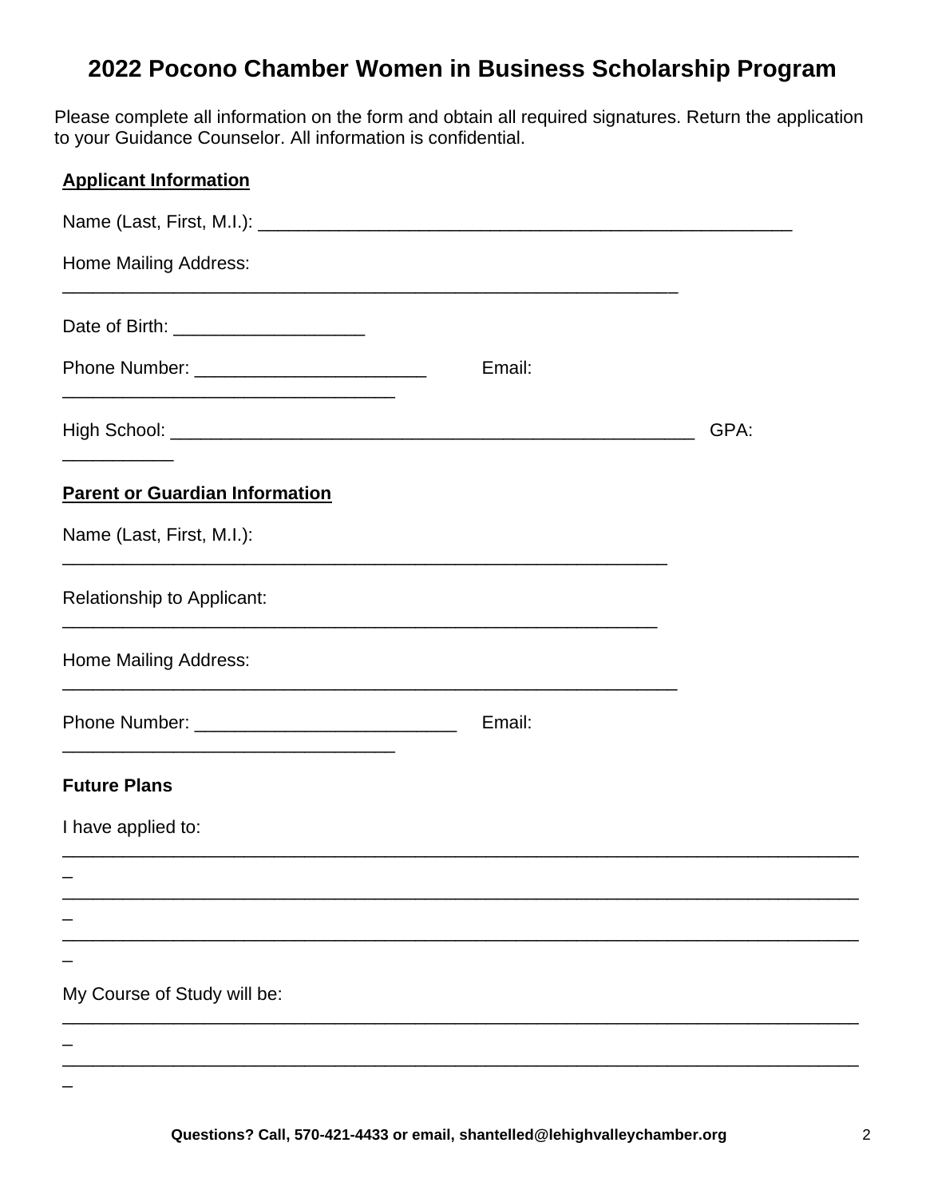# 2022 Pocono Chamber Women in Business Scholarship Program

Please complete all information on the form and obtain all required signatures. Return the application to your Guidance Counselor. All information is confidential.

**Applicant Information**

Name (Last, First, M.I.): ____________________________________________________

Home Mailing Address: ____________________________________________________________

Date of Birth: ___________________

Phone Number: ______________________ Email: ________________________________

High School: ____________________________________________________ GPA: __________

**Parent or Guardian Information**

Name (Last, First, M.I.): ___________________________________________________________

Relationship to Applicant: __________________________________________________________

Home Mailing Address: ____________________________________________________________

Phone Number: _________________________ Email: ________________________________

**Future Plans**

I have applied to: ________________________________________________________________________________

________________________________________________________________________________

________________________________________________________________________________

My Course of Study will be: ________________________________________________________________________________

________________________________________________________________________________

**Questions? Call, 570-421-4433 or email, shantelled@lehighvalleychamber.org**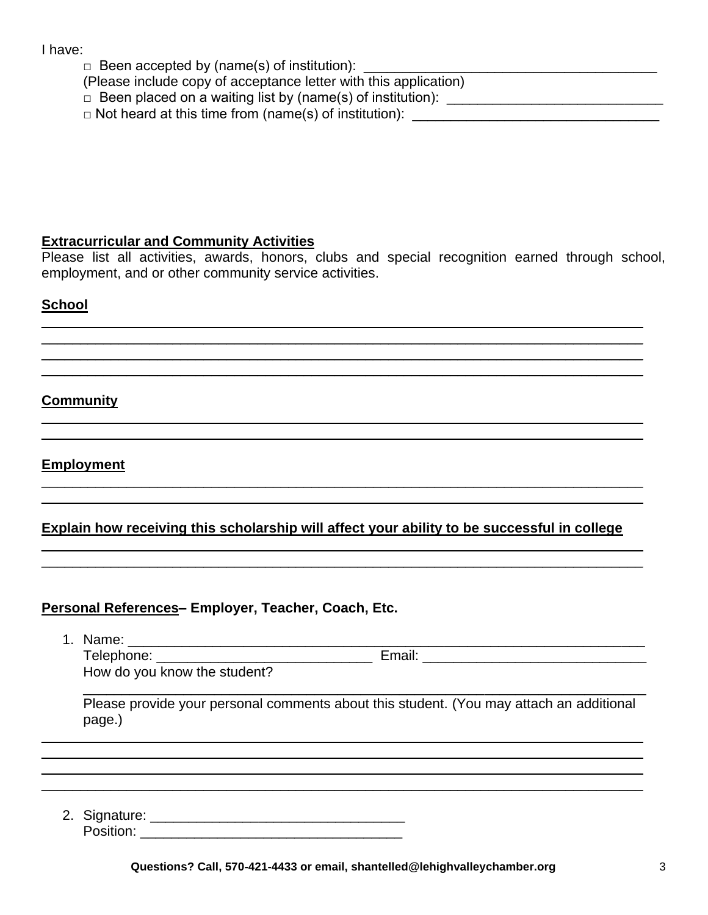I have:

- □ Been accepted by (name(s) of institution): ______________________________________
  (Please include copy of acceptance letter with this application)
- □ Been placed on a waiting list by (name(s) of institution): ____________________________
- □ Not heard at this time from (name(s) of institution): ________________________________

**Extracurricular and Community Activities**

Please list all activities, awards, honors, clubs and special recognition earned through school, employment, and or other community service activities.

**School**

______________________________________________________________________________

______________________________________________________________________________

______________________________________________________________________________

______________________________________________________________________________

**Community**

______________________________________________________________________________

______________________________________________________________________________

**Employment**

______________________________________________________________________________

______________________________________________________________________________

**Explain how receiving this scholarship will affect your ability to be successful in college**

______________________________________________________________________________

______________________________________________________________________________

**Personal References– Employer, Teacher, Coach, Etc.**

1. Name: ____________________________________________________________________
   Telephone: ____________________________ Email: _____________________________
   How do you know the student?
   ___________________________________________________________________________
   Please provide your personal comments about this student. (You may attach an additional page.)

______________________________________________________________________________

______________________________________________________________________________

______________________________________________________________________________

______________________________________________________________________________

2. Signature: _________________________________
   Position: __________________________________

**Questions? Call, 570-421-4433 or email, shantelled@lehighvalleychamber.org**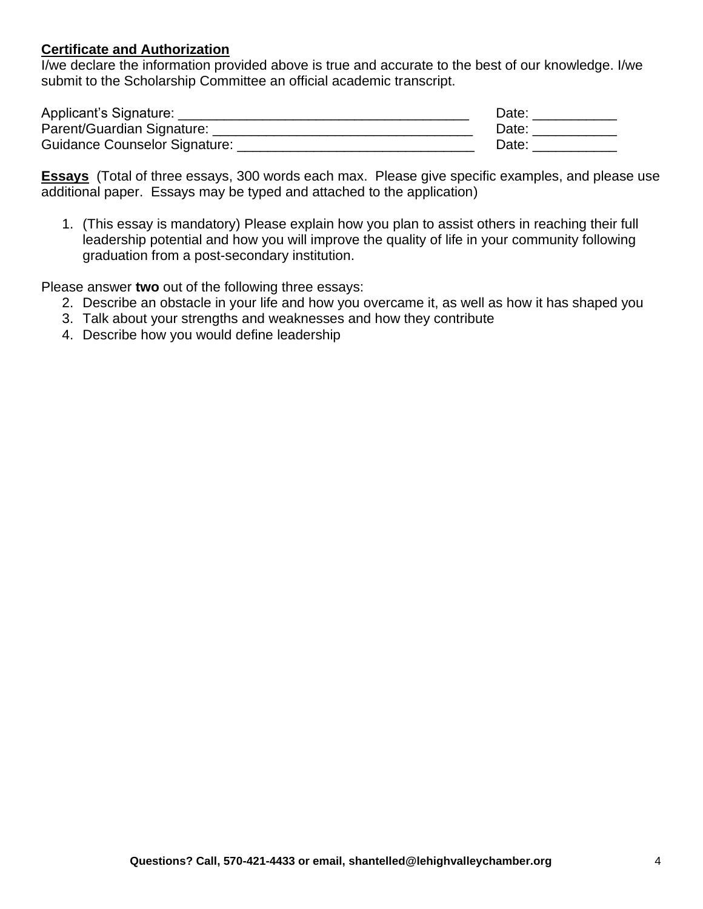**Certificate and Authorization**

I/we declare the information provided above is true and accurate to the best of our knowledge. I/we submit to the Scholarship Committee an official academic transcript.

Applicant's Signature: _______________________________________ Date: ___________

Parent/Guardian Signature: ___________________________________ Date: ___________

Guidance Counselor Signature: ________________________________ Date: ___________

**Essays** (Total of three essays, 300 words each max. Please give specific examples, and please use additional paper. Essays may be typed and attached to the application)

1. (This essay is mandatory) Please explain how you plan to assist others in reaching their full leadership potential and how you will improve the quality of life in your community following graduation from a post-secondary institution.

Please answer **two** out of the following three essays:

2. Describe an obstacle in your life and how you overcame it, as well as how it has shaped you
3. Talk about your strengths and weaknesses and how they contribute
4. Describe how you would define leadership

**Questions? Call, 570-421-4433 or email, shantelled@lehighvalleychamber.org**